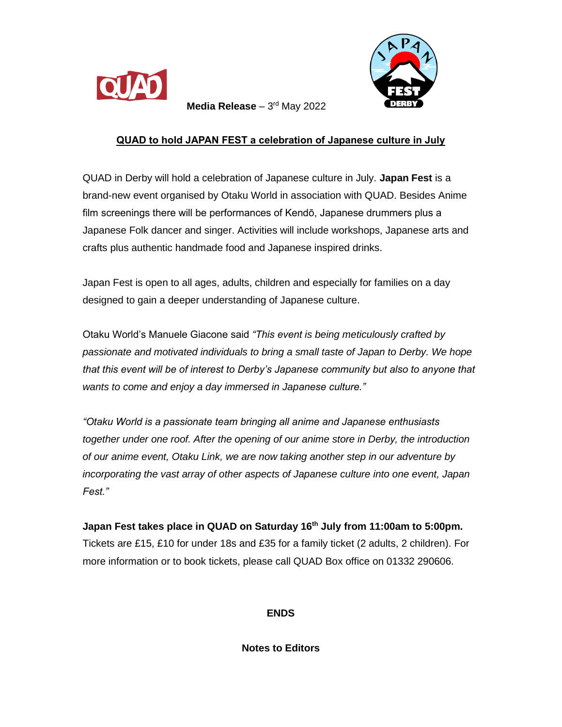**Media Release** – 3rd May 2022

# QUAD to hold JAPAN FEST a celebration of Japanese culture in July

QUAD in Derby will hold a celebration of Japanese culture in July. **Japan Fest** is a brand-new event organised by Otaku World in association with QUAD. Besides Anime film screenings there will be performances of Kendō, Japanese drummers plus a Japanese Folk dancer and singer. Activities will include workshops, Japanese arts and crafts plus authentic handmade food and Japanese inspired drinks.

Japan Fest is open to all ages, adults, children and especially for families on a day designed to gain a deeper understanding of Japanese culture.

Otaku World's Manuele Giacone said *"This event is being meticulously crafted by passionate and motivated individuals to bring a small taste of Japan to Derby. We hope that this event will be of interest to Derby's Japanese community but also to anyone that wants to come and enjoy a day immersed in Japanese culture."*

*"Otaku World is a passionate team bringing all anime and Japanese enthusiasts together under one roof. After the opening of our anime store in Derby, the introduction of our anime event, Otaku Link, we are now taking another step in our adventure by incorporating the vast array of other aspects of Japanese culture into one event, Japan Fest."*

**Japan Fest takes place in QUAD on Saturday 16th July from 11:00am to 5:00pm.** Tickets are £15, £10 for under 18s and £35 for a family ticket (2 adults, 2 children). For more information or to book tickets, please call QUAD Box office on 01332 290606.

**ENDS**

**Notes to Editors**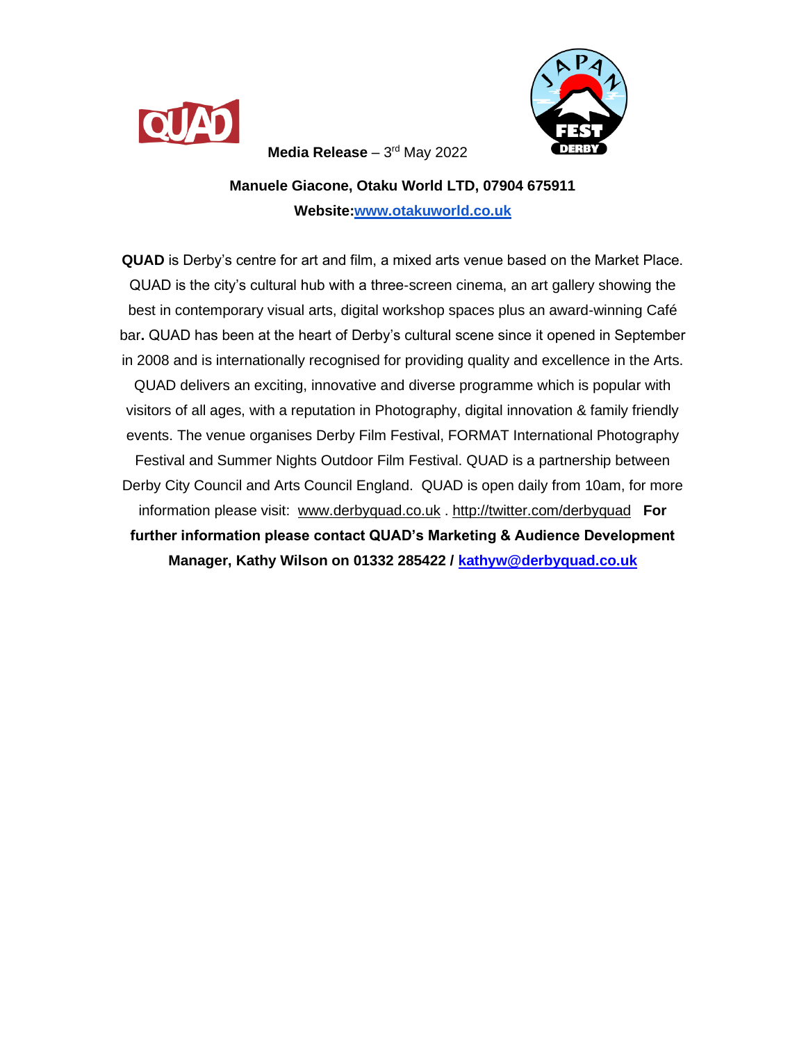**Media Release** – 3rd May 2022

**Manuele Giacone, Otaku World LTD, 07904 675911**

**Website:[www.otakuworld.co.uk](http://www.otakuworld.co.uk)**

**QUAD** is Derby's centre for art and film, a mixed arts venue based on the Market Place. QUAD is the city's cultural hub with a three-screen cinema, an art gallery showing the best in contemporary visual arts, digital workshop spaces plus an award-winning Café bar**.** QUAD has been at the heart of Derby's cultural scene since it opened in September in 2008 and is internationally recognised for providing quality and excellence in the Arts. QUAD delivers an exciting, innovative and diverse programme which is popular with visitors of all ages, with a reputation in Photography, digital innovation & family friendly events. The venue organises Derby Film Festival, FORMAT International Photography Festival and Summer Nights Outdoor Film Festival. QUAD is a partnership between Derby City Council and Arts Council England. QUAD is open daily from 10am, for more information please visit: www.derbyquad.co.uk . http://twitter.com/derbyquad **For further information please contact QUAD's Marketing & Audience Development Manager, Kathy Wilson on 01332 285422 / [kathyw@derbyquad.co.uk](mailto:kathyw@derbyquad.co.uk)**